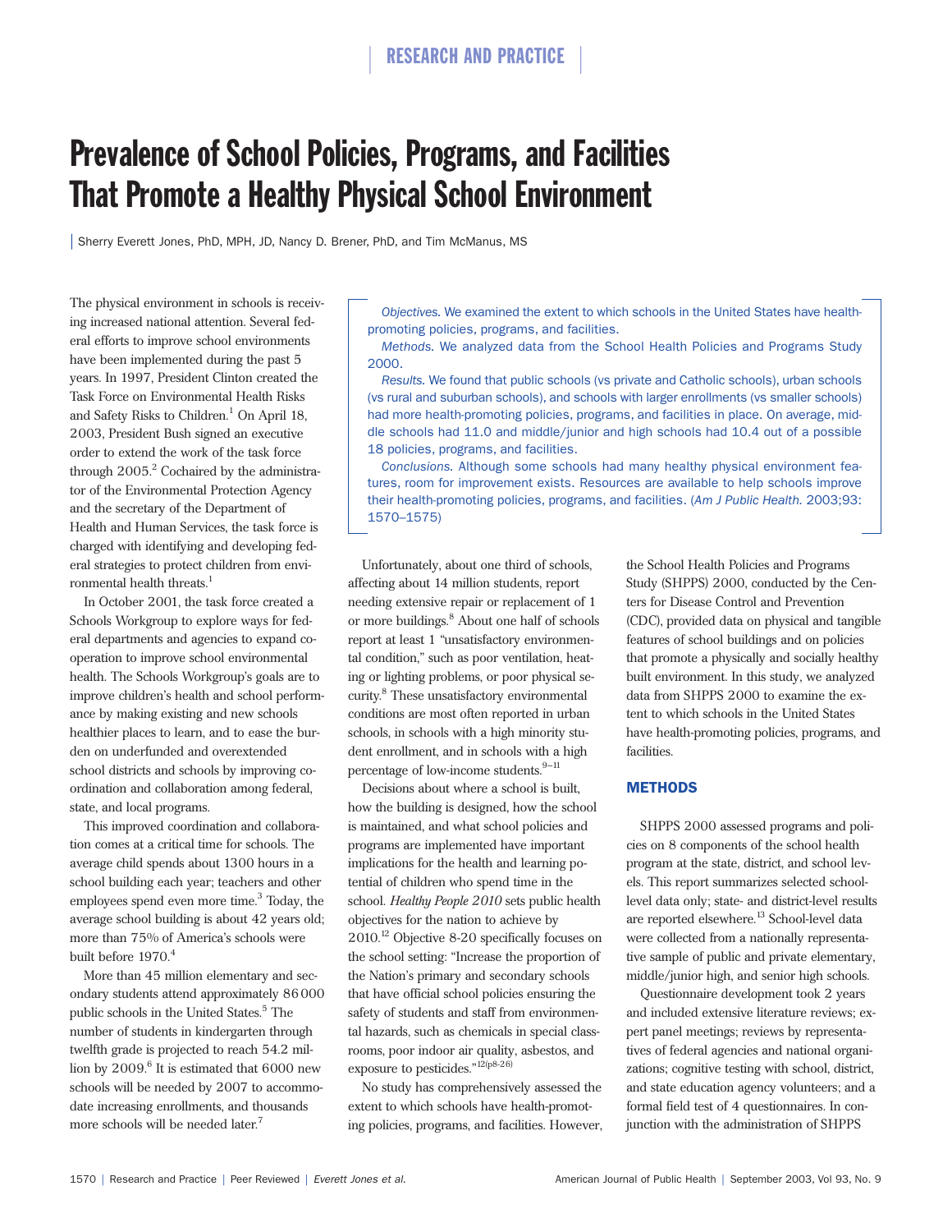# Prevalence of School Policies, Programs, and Facilities That Promote a Healthy Physical School Environment

Sherry Everett Jones, PhD, MPH, JD, Nancy D. Brener, PhD, and Tim McManus, MS

*Objectives.* We examined the extent to which schools in the United States have health-promoting policies, programs, and facilities.

*Methods.* We analyzed data from the School Health Policies and Programs Study 2000.

*Results.* We found that public schools (vs private and Catholic schools), urban schools (vs rural and suburban schools), and schools with larger enrollments (vs smaller schools) had more health-promoting policies, programs, and facilities in place. On average, middle schools had 11.0 and middle/junior and high schools had 10.4 out of a possible 18 policies, programs, and facilities.

*Conclusions.* Although some schools had many healthy physical environment features, room for improvement exists. Resources are available to help schools improve their health-promoting policies, programs, and facilities. (*Am J Public Health.* 2003;93:1570–1575)

The physical environment in schools is receiving increased national attention. Several federal efforts to improve school environments have been implemented during the past 5 years. In 1997, President Clinton created the Task Force on Environmental Health Risks and Safety Risks to Children.[1] On April 18, 2003, President Bush signed an executive order to extend the work of the task force through 2005.[2] Cochaired by the administrator of the Environmental Protection Agency and the secretary of the Department of Health and Human Services, the task force is charged with identifying and developing federal strategies to protect children from environmental health threats.[1]

In October 2001, the task force created a Schools Workgroup to explore ways for federal departments and agencies to expand cooperation to improve school environmental health. The Schools Workgroup's goals are to improve children's health and school performance by making existing and new schools healthier places to learn, and to ease the burden on underfunded and overextended school districts and schools by improving coordination and collaboration among federal, state, and local programs.

This improved coordination and collaboration comes at a critical time for schools. The average child spends about 1300 hours in a school building each year; teachers and other employees spend even more time.[3] Today, the average school building is about 42 years old; more than 75% of America's schools were built before 1970.[4]

More than 45 million elementary and secondary students attend approximately 86 000 public schools in the United States.[5] The number of students in kindergarten through twelfth grade is projected to reach 54.2 million by 2009.[6] It is estimated that 6000 new schools will be needed by 2007 to accommodate increasing enrollments, and thousands more schools will be needed later.[7]

Unfortunately, about one third of schools, affecting about 14 million students, report needing extensive repair or replacement of 1 or more buildings.[8] About one half of schools report at least 1 "unsatisfactory environmental condition," such as poor ventilation, heating or lighting problems, or poor physical security.[8] These unsatisfactory environmental conditions are most often reported in urban schools, in schools with a high minority student enrollment, and in schools with a high percentage of low-income students.[9–11]

Decisions about where a school is built, how the building is designed, how the school is maintained, and what school policies and programs are implemented have important implications for the health and learning potential of children who spend time in the school. *Healthy People 2010* sets public health objectives for the nation to achieve by 2010.[12] Objective 8-20 specifically focuses on the school setting: "Increase the proportion of the Nation's primary and secondary schools that have official school policies ensuring the safety of students and staff from environmental hazards, such as chemicals in special classrooms, poor indoor air quality, asbestos, and exposure to pesticides."[12(p8-26)]

No study has comprehensively assessed the extent to which schools have health-promoting policies, programs, and facilities. However, the School Health Policies and Programs Study (SHPPS) 2000, conducted by the Centers for Disease Control and Prevention (CDC), provided data on physical and tangible features of school buildings and on policies that promote a physically and socially healthy built environment. In this study, we analyzed data from SHPPS 2000 to examine the extent to which schools in the United States have health-promoting policies, programs, and facilities.

## METHODS

SHPPS 2000 assessed programs and policies on 8 components of the school health program at the state, district, and school levels. This report summarizes selected school-level data only; state- and district-level results are reported elsewhere.[13] School-level data were collected from a nationally representative sample of public and private elementary, middle/junior high, and senior high schools.

Questionnaire development took 2 years and included extensive literature reviews; expert panel meetings; reviews by representatives of federal agencies and national organizations; cognitive testing with school, district, and state education agency volunteers; and a formal field test of 4 questionnaires. In conjunction with the administration of SHPPS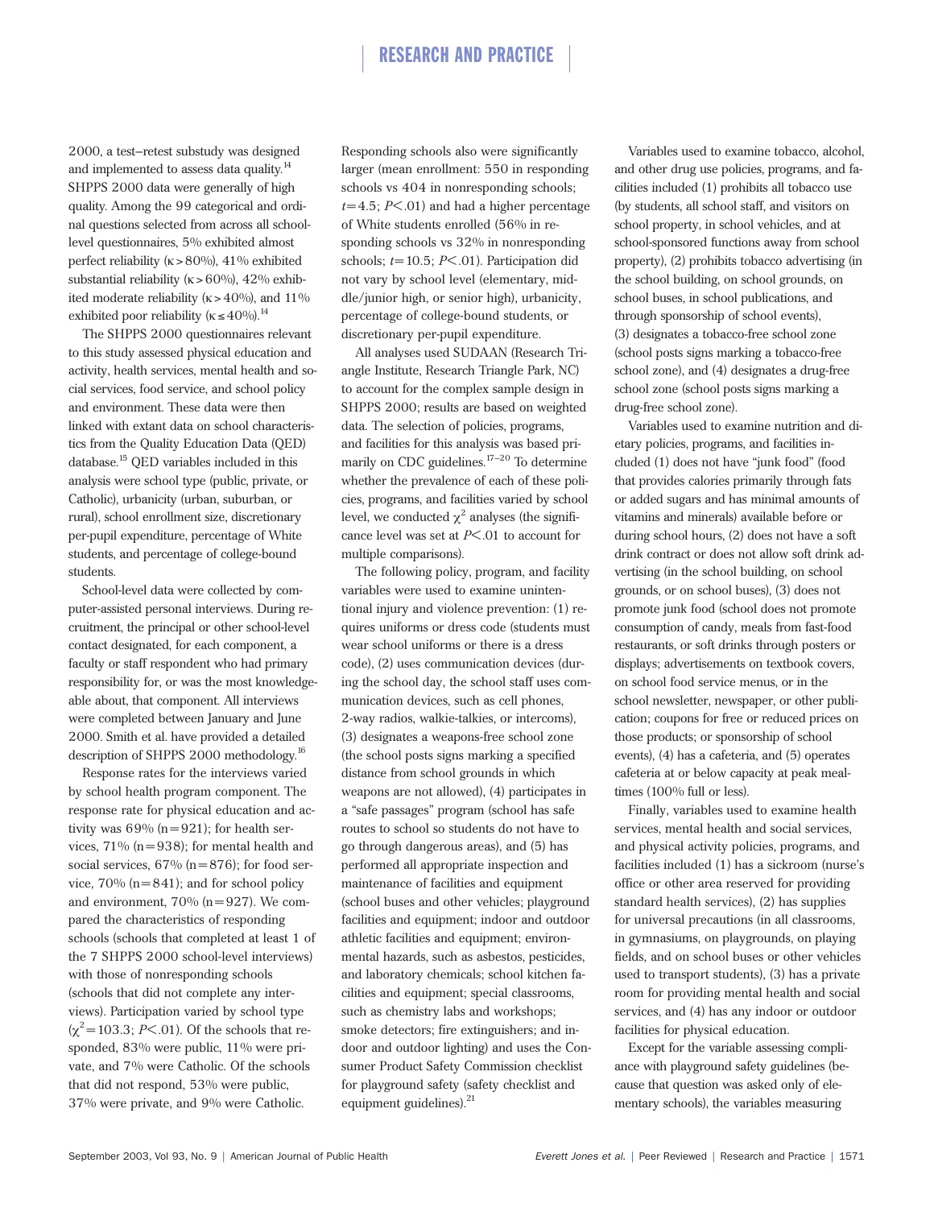2000, a test–retest substudy was designed and implemented to assess data quality.[14] SHPPS 2000 data were generally of high quality. Among the 99 categorical and ordinal questions selected from across all school-level questionnaires, 5% exhibited almost perfect reliability (κ > 80%), 41% exhibited substantial reliability (κ > 60%), 42% exhibited moderate reliability (κ > 40%), and 11% exhibited poor reliability (κ ≤ 40%).[14]

The SHPPS 2000 questionnaires relevant to this study assessed physical education and activity, health services, mental health and social services, food service, and school policy and environment. These data were then linked with extant data on school characteristics from the Quality Education Data (QED) database.[15] QED variables included in this analysis were school type (public, private, or Catholic), urbanicity (urban, suburban, or rural), school enrollment size, discretionary per-pupil expenditure, percentage of White students, and percentage of college-bound students.

School-level data were collected by computer-assisted personal interviews. During recruitment, the principal or other school-level contact designated, for each component, a faculty or staff respondent who had primary responsibility for, or was the most knowledgeable about, that component. All interviews were completed between January and June 2000. Smith et al. have provided a detailed description of SHPPS 2000 methodology.[16]

Response rates for the interviews varied by school health program component. The response rate for physical education and activity was 69% (n = 921); for health services, 71% (n = 938); for mental health and social services, 67% (n = 876); for food service, 70% (n = 841); and for school policy and environment, 70% (n = 927). We compared the characteristics of responding schools (schools that completed at least 1 of the 7 SHPPS 2000 school-level interviews) with those of nonresponding schools (schools that did not complete any interviews). Participation varied by school type ($\chi^2$ = 103.3; $P$ < .01). Of the schools that responded, 83% were public, 11% were private, and 7% were Catholic. Of the schools that did not respond, 53% were public, 37% were private, and 9% were Catholic. Responding schools also were significantly larger (mean enrollment: 550 in responding schools vs 404 in nonresponding schools; $t$ = 4.5; $P$ < .01) and had a higher percentage of White students enrolled (56% in responding schools vs 32% in nonresponding schools; $t$ = 10.5; $P$ < .01). Participation did not vary by school level (elementary, middle/junior high, or senior high), urbanicity, percentage of college-bound students, or discretionary per-pupil expenditure.

All analyses used SUDAAN (Research Triangle Institute, Research Triangle Park, NC) to account for the complex sample design in SHPPS 2000; results are based on weighted data. The selection of policies, programs, and facilities for this analysis was based primarily on CDC guidelines.[17–20] To determine whether the prevalence of each of these policies, programs, and facilities varied by school level, we conducted $\chi^2$ analyses (the significance level was set at $P$ < .01 to account for multiple comparisons).

The following policy, program, and facility variables were used to examine unintentional injury and violence prevention: (1) requires uniforms or dress code (students must wear school uniforms or there is a dress code), (2) uses communication devices (during the school day, the school staff uses communication devices, such as cell phones, 2-way radios, walkie-talkies, or intercoms), (3) designates a weapons-free school zone (the school posts signs marking a specified distance from school grounds in which weapons are not allowed), (4) participates in a "safe passages" program (school has safe routes to school so students do not have to go through dangerous areas), and (5) has performed all appropriate inspection and maintenance of facilities and equipment (school buses and other vehicles; playground facilities and equipment; indoor and outdoor athletic facilities and equipment; environmental hazards, such as asbestos, pesticides, and laboratory chemicals; school kitchen facilities and equipment; special classrooms, such as chemistry labs and workshops; smoke detectors; fire extinguishers; and indoor and outdoor lighting) and uses the Consumer Product Safety Commission checklist for playground safety (safety checklist and equipment guidelines).[21]

Variables used to examine tobacco, alcohol, and other drug use policies, programs, and facilities included (1) prohibits all tobacco use (by students, all school staff, and visitors on school property, in school vehicles, and at school-sponsored functions away from school property), (2) prohibits tobacco advertising (in the school building, on school grounds, on school buses, in school publications, and through sponsorship of school events), (3) designates a tobacco-free school zone (school posts signs marking a tobacco-free school zone), and (4) designates a drug-free school zone (school posts signs marking a drug-free school zone).

Variables used to examine nutrition and dietary policies, programs, and facilities included (1) does not have "junk food" (food that provides calories primarily through fats or added sugars and has minimal amounts of vitamins and minerals) available before or during school hours, (2) does not have a soft drink contract or does not allow soft drink advertising (in the school building, on school grounds, or on school buses), (3) does not promote junk food (school does not promote consumption of candy, meals from fast-food restaurants, or soft drinks through posters or displays; advertisements on textbook covers, on school food service menus, or in the school newsletter, newspaper, or other publication; coupons for free or reduced prices on those products; or sponsorship of school events), (4) has a cafeteria, and (5) operates cafeteria at or below capacity at peak mealtimes (100% full or less).

Finally, variables used to examine health services, mental health and social services, and physical activity policies, programs, and facilities included (1) has a sickroom (nurse's office or other area reserved for providing standard health services), (2) has supplies for universal precautions (in all classrooms, in gymnasiums, on playgrounds, on playing fields, and on school buses or other vehicles used to transport students), (3) has a private room for providing mental health and social services, and (4) has any indoor or outdoor facilities for physical education.

Except for the variable assessing compliance with playground safety guidelines (because that question was asked only of elementary schools), the variables measuring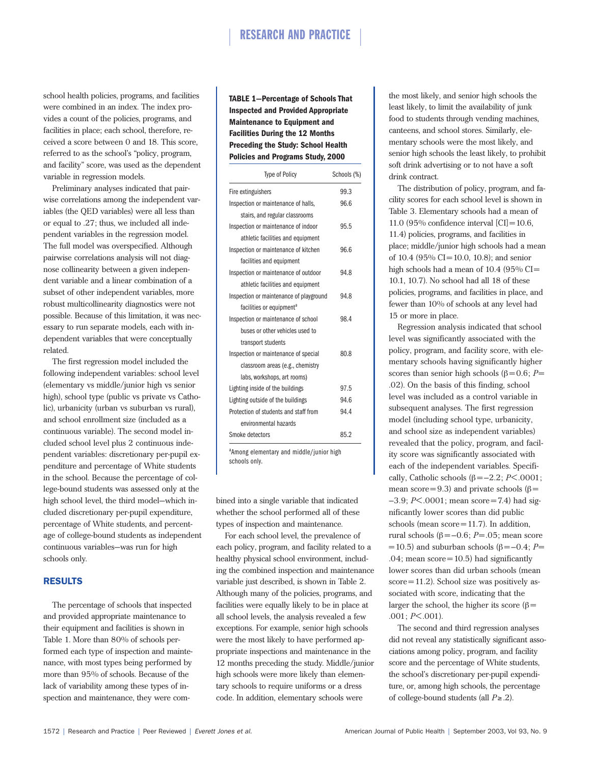school health policies, programs, and facilities were combined in an index. The index provides a count of the policies, programs, and facilities in place; each school, therefore, received a score between 0 and 18. This score, referred to as the school's "policy, program, and facility" score, was used as the dependent variable in regression models.

Preliminary analyses indicated that pairwise correlations among the independent variables (the QED variables) were all less than or equal to .27; thus, we included all independent variables in the regression model. The full model was overspecified. Although pairwise correlations analysis will not diagnose collinearity between a given independent variable and a linear combination of a subset of other independent variables, more robust multicollinearity diagnostics were not possible. Because of this limitation, it was necessary to run separate models, each with independent variables that were conceptually related.

The first regression model included the following independent variables: school level (elementary vs middle/junior high vs senior high), school type (public vs private vs Catholic), urbanicity (urban vs suburban vs rural), and school enrollment size (included as a continuous variable). The second model included school level plus 2 continuous independent variables: discretionary per-pupil expenditure and percentage of White students in the school. Because the percentage of college-bound students was assessed only at the high school level, the third model—which included discretionary per-pupil expenditure, percentage of White students, and percentage of college-bound students as independent continuous variables—was run for high schools only.

## RESULTS

The percentage of schools that inspected and provided appropriate maintenance to their equipment and facilities is shown in Table 1. More than 80% of schools performed each type of inspection and maintenance, with most types being performed by more than 95% of schools. Because of the lack of variability among these types of inspection and maintenance, they were combined into a single variable that indicated whether the school performed all of these types of inspection and maintenance.

**TABLE 1—Percentage of Schools That Inspected and Provided Appropriate Maintenance to Equipment and Facilities During the 12 Months Preceding the Study: School Health Policies and Programs Study, 2000**

| Type of Policy | Schools (%) |
|---|---|
| Fire extinguishers | 99.3 |
| Inspection or maintenance of halls, stairs, and regular classrooms | 96.6 |
| Inspection or maintenance of indoor athletic facilities and equipment | 95.5 |
| Inspection or maintenance of kitchen facilities and equipment | 96.6 |
| Inspection or maintenance of outdoor athletic facilities and equipment | 94.8 |
| Inspection or maintenance of playground facilities or equipment[a] | 94.8 |
| Inspection or maintenance of school buses or other vehicles used to transport students | 98.4 |
| Inspection or maintenance of special classroom areas (e.g., chemistry labs, workshops, art rooms) | 80.8 |
| Lighting inside of the buildings | 97.5 |
| Lighting outside of the buildings | 94.6 |
| Protection of students and staff from environmental hazards | 94.4 |
| Smoke detectors | 85.2 |

[a]Among elementary and middle/junior high schools only.

For each school level, the prevalence of each policy, program, and facility related to a healthy physical school environment, including the combined inspection and maintenance variable just described, is shown in Table 2. Although many of the policies, programs, and facilities were equally likely to be in place at all school levels, the analysis revealed a few exceptions. For example, senior high schools were the most likely to have performed appropriate inspections and maintenance in the 12 months preceding the study. Middle/junior high schools were more likely than elementary schools to require uniforms or a dress code. In addition, elementary schools were the most likely, and senior high schools the least likely, to limit the availability of junk food to students through vending machines, canteens, and school stores. Similarly, elementary schools were the most likely, and senior high schools the least likely, to prohibit soft drink advertising or to not have a soft drink contract.

The distribution of policy, program, and facility scores for each school level is shown in Table 3. Elementary schools had a mean of 11.0 (95% confidence interval [CI]=10.6, 11.4) policies, programs, and facilities in place; middle/junior high schools had a mean of 10.4 (95% CI=10.0, 10.8); and senior high schools had a mean of 10.4 (95% CI=10.1, 10.7). No school had all 18 of these policies, programs, and facilities in place, and fewer than 10% of schools at any level had 15 or more in place.

Regression analysis indicated that school level was significantly associated with the policy, program, and facility score, with elementary schools having significantly higher scores than senior high schools ($\beta=0.6$; $P=.02$). On the basis of this finding, school level was included as a control variable in subsequent analyses. The first regression model (including school type, urbanicity, and school size as independent variables) revealed that the policy, program, and facility score was significantly associated with each of the independent variables. Specifically, Catholic schools ($\beta=-2.2$; $P<.0001$; mean score=9.3) and private schools ($\beta=-3.9$; $P<.0001$; mean score=7.4) had significantly lower scores than did public schools (mean score=11.7). In addition, rural schools ($\beta=-0.6$; $P=.05$; mean score=10.5) and suburban schools ($\beta=-0.4$; $P=.04$; mean score=10.5) had significantly lower scores than did urban schools (mean score=11.2). School size was positively associated with score, indicating that the larger the school, the higher its score ($\beta=.001$; $P<.001$).

The second and third regression analyses did not reveal any statistically significant associations among policy, program, and facility score and the percentage of White students, the school's discretionary per-pupil expenditure, or, among high schools, the percentage of college-bound students (all $P\geq.2$).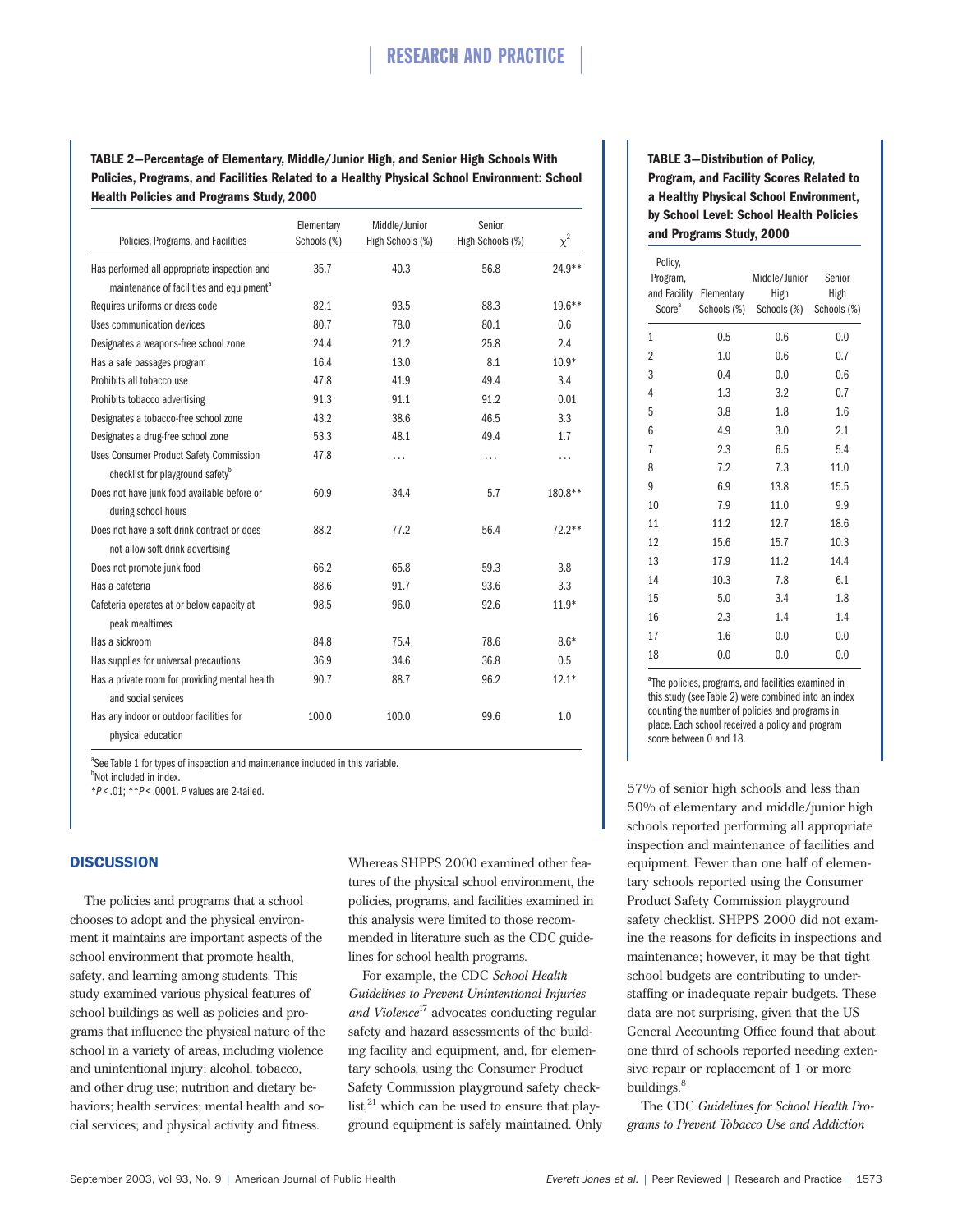**TABLE 2—Percentage of Elementary, Middle/Junior High, and Senior High Schools With Policies, Programs, and Facilities Related to a Healthy Physical School Environment: School Health Policies and Programs Study, 2000**

| Policies, Programs, and Facilities | Elementary Schools (%) | Middle/Junior High Schools (%) | Senior High Schools (%) | $\chi^2$ |
|---|---|---|---|---|
| Has performed all appropriate inspection and maintenance of facilities and equipment[a] | 35.7 | 40.3 | 56.8 | 24.9** |
| Requires uniforms or dress code | 82.1 | 93.5 | 88.3 | 19.6** |
| Uses communication devices | 80.7 | 78.0 | 80.1 | 0.6 |
| Designates a weapons-free school zone | 24.4 | 21.2 | 25.8 | 2.4 |
| Has a safe passages program | 16.4 | 13.0 | 8.1 | 10.9* |
| Prohibits all tobacco use | 47.8 | 41.9 | 49.4 | 3.4 |
| Prohibits tobacco advertising | 91.3 | 91.1 | 91.2 | 0.01 |
| Designates a tobacco-free school zone | 43.2 | 38.6 | 46.5 | 3.3 |
| Designates a drug-free school zone | 53.3 | 48.1 | 49.4 | 1.7 |
| Uses Consumer Product Safety Commission checklist for playground safety[b] | 47.8 | ... | ... | ... |
| Does not have junk food available before or during school hours | 60.9 | 34.4 | 5.7 | 180.8** |
| Does not have a soft drink contract or does not allow soft drink advertising | 88.2 | 77.2 | 56.4 | 72.2** |
| Does not promote junk food | 66.2 | 65.8 | 59.3 | 3.8 |
| Has a cafeteria | 88.6 | 91.7 | 93.6 | 3.3 |
| Cafeteria operates at or below capacity at peak mealtimes | 98.5 | 96.0 | 92.6 | 11.9* |
| Has a sickroom | 84.8 | 75.4 | 78.6 | 8.6* |
| Has supplies for universal precautions | 36.9 | 34.6 | 36.8 | 0.5 |
| Has a private room for providing mental health and social services | 90.7 | 88.7 | 96.2 | 12.1* |
| Has any indoor or outdoor facilities for physical education | 100.0 | 100.0 | 99.6 | 1.0 |

[a]See Table 1 for types of inspection and maintenance included in this variable.
[b]Not included in index.
*$P < .01$; **$P < .0001$. P values are 2-tailed.

**TABLE 3—Distribution of Policy, Program, and Facility Scores Related to a Healthy Physical School Environment, by School Level: School Health Policies and Programs Study, 2000**

| Policy, Program, and Facility Score[a] | Elementary Schools (%) | Middle/Junior High Schools (%) | Senior High Schools (%) |
|---|---|---|---|
| 1 | 0.5 | 0.6 | 0.0 |
| 2 | 1.0 | 0.6 | 0.7 |
| 3 | 0.4 | 0.0 | 0.6 |
| 4 | 1.3 | 3.2 | 0.7 |
| 5 | 3.8 | 1.8 | 1.6 |
| 6 | 4.9 | 3.0 | 2.1 |
| 7 | 2.3 | 6.5 | 5.4 |
| 8 | 7.2 | 7.3 | 11.0 |
| 9 | 6.9 | 13.8 | 15.5 |
| 10 | 7.9 | 11.0 | 9.9 |
| 11 | 11.2 | 12.7 | 18.6 |
| 12 | 15.6 | 15.7 | 10.3 |
| 13 | 17.9 | 11.2 | 14.4 |
| 14 | 10.3 | 7.8 | 6.1 |
| 15 | 5.0 | 3.4 | 1.8 |
| 16 | 2.3 | 1.4 | 1.4 |
| 17 | 1.6 | 0.0 | 0.0 |
| 18 | 0.0 | 0.0 | 0.0 |

[a]The policies, programs, and facilities examined in this study (see Table 2) were combined into an index counting the number of policies and programs in place. Each school received a policy and program score between 0 and 18.

## DISCUSSION

The policies and programs that a school chooses to adopt and the physical environment it maintains are important aspects of the school environment that promote health, safety, and learning among students. This study examined various physical features of school buildings as well as policies and programs that influence the physical nature of the school in a variety of areas, including violence and unintentional injury; alcohol, tobacco, and other drug use; nutrition and dietary behaviors; health services; mental health and social services; and physical activity and fitness.

Whereas SHPPS 2000 examined other features of the physical school environment, the policies, programs, and facilities examined in this analysis were limited to those recommended in literature such as the CDC guidelines for school health programs.

For example, the CDC *School Health Guidelines to Prevent Unintentional Injuries and Violence*[17] advocates conducting regular safety and hazard assessments of the building facility and equipment, and, for elementary schools, using the Consumer Product Safety Commission playground safety checklist,[21] which can be used to ensure that playground equipment is safely maintained. Only 57% of senior high schools and less than 50% of elementary and middle/junior high schools reported performing all appropriate inspection and maintenance of facilities and equipment. Fewer than one half of elementary schools reported using the Consumer Product Safety Commission playground safety checklist. SHPPS 2000 did not examine the reasons for deficits in inspections and maintenance; however, it may be that tight school budgets are contributing to understaffing or inadequate repair budgets. These data are not surprising, given that the US General Accounting Office found that about one third of schools reported needing extensive repair or replacement of 1 or more buildings.[8]

The CDC *Guidelines for School Health Programs to Prevent Tobacco Use and Addiction*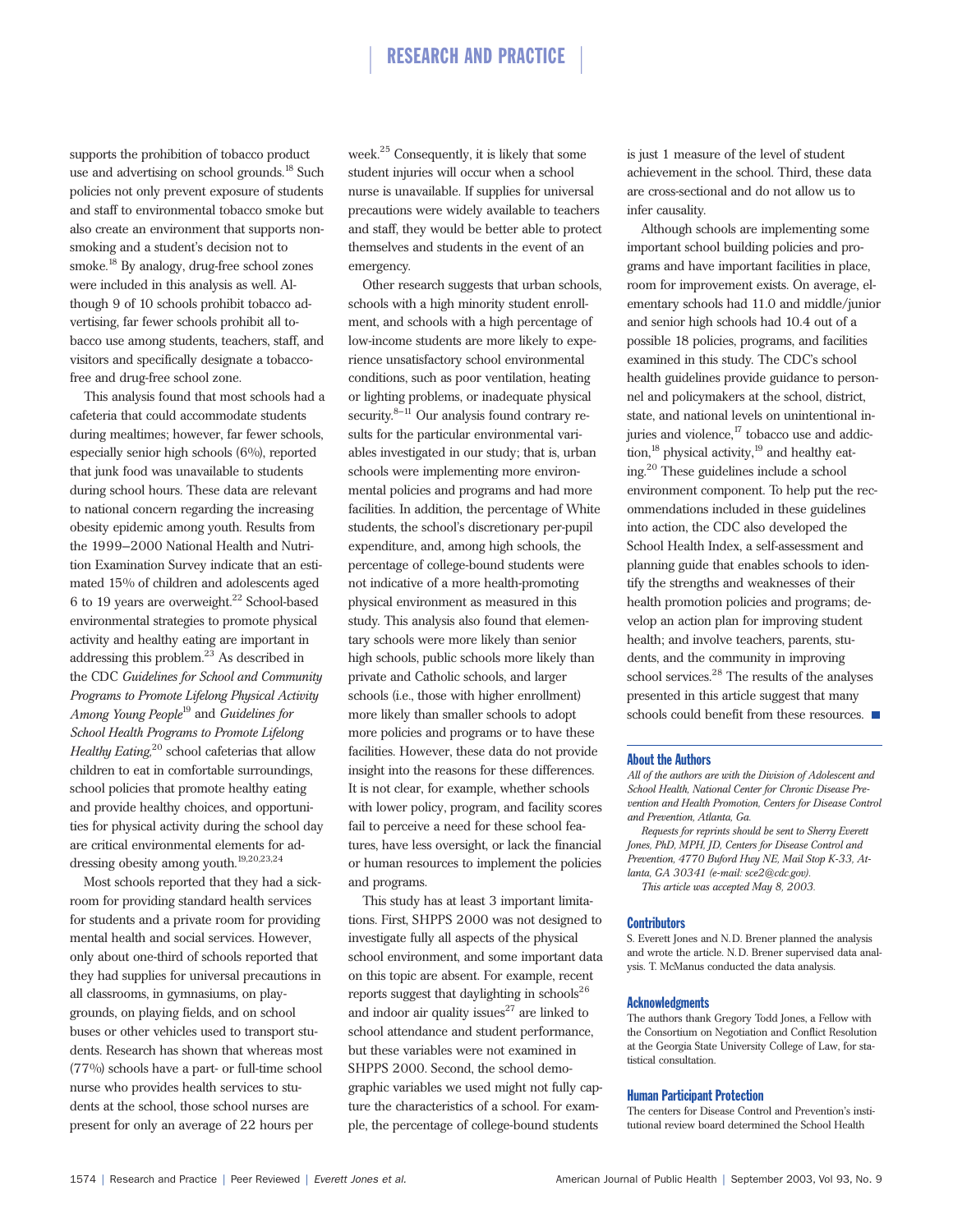supports the prohibition of tobacco product use and advertising on school grounds.[18] Such policies not only prevent exposure of students and staff to environmental tobacco smoke but also create an environment that supports nonsmoking and a student's decision not to smoke.[18] By analogy, drug-free school zones were included in this analysis as well. Although 9 of 10 schools prohibit tobacco advertising, far fewer schools prohibit all tobacco use among students, teachers, staff, and visitors and specifically designate a tobacco-free and drug-free school zone.

This analysis found that most schools had a cafeteria that could accommodate students during mealtimes; however, far fewer schools, especially senior high schools (6%), reported that junk food was unavailable to students during school hours. These data are relevant to national concern regarding the increasing obesity epidemic among youth. Results from the 1999–2000 National Health and Nutrition Examination Survey indicate that an estimated 15% of children and adolescents aged 6 to 19 years are overweight.[22] School-based environmental strategies to promote physical activity and healthy eating are important in addressing this problem.[23] As described in the CDC *Guidelines for School and Community Programs to Promote Lifelong Physical Activity Among Young People*[19] and *Guidelines for School Health Programs to Promote Lifelong Healthy Eating*,[20] school cafeterias that allow children to eat in comfortable surroundings, school policies that promote healthy eating and provide healthy choices, and opportunities for physical activity during the school day are critical environmental elements for addressing obesity among youth.[19,20,23,24]

Most schools reported that they had a sickroom for providing standard health services for students and a private room for providing mental health and social services. However, only about one-third of schools reported that they had supplies for universal precautions in all classrooms, in gymnasiums, on playgrounds, on playing fields, and on school buses or other vehicles used to transport students. Research has shown that whereas most (77%) schools have a part- or full-time school nurse who provides health services to students at the school, those school nurses are present for only an average of 22 hours per week.[25] Consequently, it is likely that some student injuries will occur when a school nurse is unavailable. If supplies for universal precautions were widely available to teachers and staff, they would be better able to protect themselves and students in the event of an emergency.

Other research suggests that urban schools, schools with a high minority student enrollment, and schools with a high percentage of low-income students are more likely to experience unsatisfactory school environmental conditions, such as poor ventilation, heating or lighting problems, or inadequate physical security.[8–11] Our analysis found contrary results for the particular environmental variables investigated in our study; that is, urban schools were implementing more environmental policies and programs and had more facilities. In addition, the percentage of White students, the school's discretionary per-pupil expenditure, and, among high schools, the percentage of college-bound students were not indicative of a more health-promoting physical environment as measured in this study. This analysis also found that elementary schools were more likely than senior high schools, public schools more likely than private and Catholic schools, and larger schools (i.e., those with higher enrollment) more likely than smaller schools to adopt more policies and programs or to have these facilities. However, these data do not provide insight into the reasons for these differences. It is not clear, for example, whether schools with lower policy, program, and facility scores fail to perceive a need for these school features, have less oversight, or lack the financial or human resources to implement the policies and programs.

This study has at least 3 important limitations. First, SHPPS 2000 was not designed to investigate fully all aspects of the physical school environment, and some important data on this topic are absent. For example, recent reports suggest that daylighting in schools[26] and indoor air quality issues[27] are linked to school attendance and student performance, but these variables were not examined in SHPPS 2000. Second, the school demographic variables we used might not fully capture the characteristics of a school. For example, the percentage of college-bound students is just 1 measure of the level of student achievement in the school. Third, these data are cross-sectional and do not allow us to infer causality.

Although schools are implementing some important school building policies and programs and have important facilities in place, room for improvement exists. On average, elementary schools had 11.0 and middle/junior and senior high schools had 10.4 out of a possible 18 policies, programs, and facilities examined in this study. The CDC's school health guidelines provide guidance to personnel and policymakers at the school, district, state, and national levels on unintentional injuries and violence,[17] tobacco use and addiction,[18] physical activity,[19] and healthy eating.[20] These guidelines include a school environment component. To help put the recommendations included in these guidelines into action, the CDC also developed the School Health Index, a self-assessment and planning guide that enables schools to identify the strengths and weaknesses of their health promotion policies and programs; develop an action plan for improving student health; and involve teachers, parents, students, and the community in improving school services.[28] The results of the analyses presented in this article suggest that many schools could benefit from these resources. ■

## About the Authors

*All of the authors are with the Division of Adolescent and School Health, National Center for Chronic Disease Prevention and Health Promotion, Centers for Disease Control and Prevention, Atlanta, Ga.*

*Requests for reprints should be sent to Sherry Everett Jones, PhD, MPH, JD, Centers for Disease Control and Prevention, 4770 Buford Hwy NE, Mail Stop K-33, Atlanta, GA 30341 (e-mail: sce2@cdc.gov).*

*This article was accepted May 8, 2003.*

## Contributors

S. Everett Jones and N.D. Brener planned the analysis and wrote the article. N.D. Brener supervised data analysis. T. McManus conducted the data analysis.

## Acknowledgments

The authors thank Gregory Todd Jones, a Fellow with the Consortium on Negotiation and Conflict Resolution at the Georgia State University College of Law, for statistical consultation.

## Human Participant Protection

The centers for Disease Control and Prevention's institutional review board determined the School Health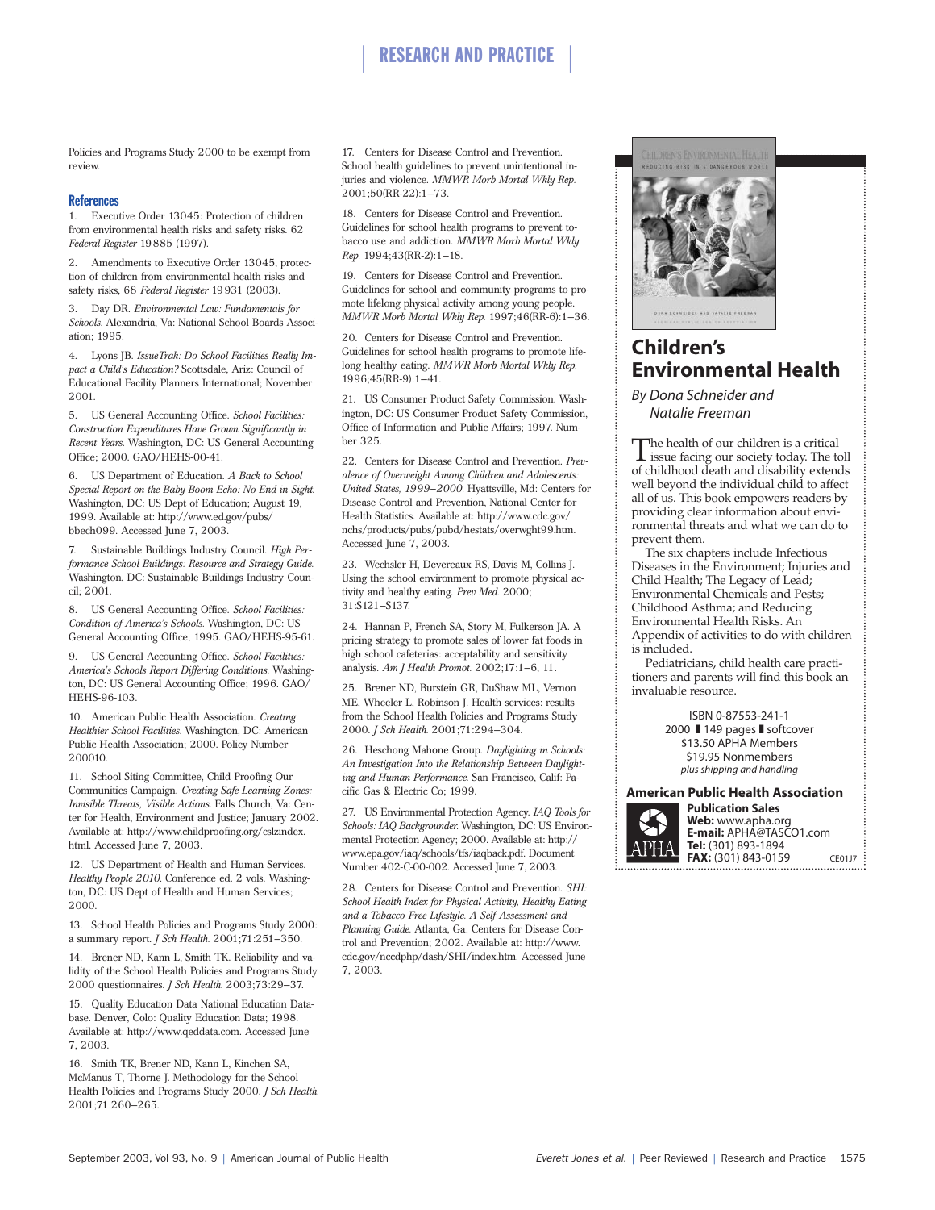Policies and Programs Study 2000 to be exempt from review.

## References

1. Executive Order 13045: Protection of children from environmental health risks and safety risks. 62 *Federal Register* 19 885 (1997).

2. Amendments to Executive Order 13045, protection of children from environmental health risks and safety risks, 68 *Federal Register* 19 931 (2003).

3. Day DR. *Environmental Law: Fundamentals for Schools.* Alexandria, Va: National School Boards Association; 1995.

4. Lyons JB. *IssueTrak: Do School Facilities Really Impact a Child's Education?* Scottsdale, Ariz: Council of Educational Facility Planners International; November 2001.

5. US General Accounting Office. *School Facilities: Construction Expenditures Have Grown Significantly in Recent Years.* Washington, DC: US General Accounting Office; 2000. GAO/HEHS-00-41.

6. US Department of Education. *A Back to School Special Report on the Baby Boom Echo: No End in Sight.* Washington, DC: US Dept of Education; August 19, 1999. Available at: http://www.ed.gov/pubs/bbech099. Accessed June 7, 2003.

7. Sustainable Buildings Industry Council. *High Performance School Buildings: Resource and Strategy Guide.* Washington, DC: Sustainable Buildings Industry Council; 2001.

8. US General Accounting Office. *School Facilities: Condition of America's Schools.* Washington, DC: US General Accounting Office; 1995. GAO/HEHS-95-61.

9. US General Accounting Office. *School Facilities: America's Schools Report Differing Conditions.* Washington, DC: US General Accounting Office; 1996. GAO/HEHS-96-103.

10. American Public Health Association. *Creating Healthier School Facilities.* Washington, DC: American Public Health Association; 2000. Policy Number 200010.

11. School Siting Committee, Child Proofing Our Communities Campaign. *Creating Safe Learning Zones: Invisible Threats, Visible Actions.* Falls Church, Va: Center for Health, Environment and Justice; January 2002. Available at: http://www.childproofing.org/cslzindex.html. Accessed June 7, 2003.

12. US Department of Health and Human Services. *Healthy People 2010.* Conference ed. 2 vols. Washington, DC: US Dept of Health and Human Services; 2000.

13. School Health Policies and Programs Study 2000: a summary report. *J Sch Health.* 2001;71:251–350.

14. Brener ND, Kann L, Smith TK. Reliability and validity of the School Health Policies and Programs Study 2000 questionnaires. *J Sch Health.* 2003;73:29–37.

15. Quality Education Data National Education Database. Denver, Colo: Quality Education Data; 1998. Available at: http://www.qeddata.com. Accessed June 7, 2003.

16. Smith TK, Brener ND, Kann L, Kinchen SA, McManus T, Thorne J. Methodology for the School Health Policies and Programs Study 2000. *J Sch Health.* 2001;71:260–265.

17. Centers for Disease Control and Prevention. School health guidelines to prevent unintentional injuries and violence. *MMWR Morb Mortal Wkly Rep.* 2001;50(RR-22):1–73.

18. Centers for Disease Control and Prevention. Guidelines for school health programs to prevent tobacco use and addiction. *MMWR Morb Mortal Wkly Rep.* 1994;43(RR-2):1–18.

19. Centers for Disease Control and Prevention. Guidelines for school and community programs to promote lifelong physical activity among young people. *MMWR Morb Mortal Wkly Rep.* 1997;46(RR-6):1–36.

20. Centers for Disease Control and Prevention. Guidelines for school health programs to promote lifelong healthy eating. *MMWR Morb Mortal Wkly Rep.* 1996;45(RR-9):1–41.

21. US Consumer Product Safety Commission. Washington, DC: US Consumer Product Safety Commission, Office of Information and Public Affairs; 1997. Number 325.

22. Centers for Disease Control and Prevention. *Prevalence of Overweight Among Children and Adolescents: United States, 1999–2000.* Hyattsville, Md: Centers for Disease Control and Prevention, National Center for Health Statistics. Available at: http://www.cdc.gov/nchs/products/pubs/pubd/hestats/overwght99.htm. Accessed June 7, 2003.

23. Wechsler H, Devereaux RS, Davis M, Collins J. Using the school environment to promote physical activity and healthy eating. *Prev Med.* 2000;31:S121–S137.

24. Hannan P, French SA, Story M, Fulkerson JA. A pricing strategy to promote sales of lower fat foods in high school cafeterias: acceptability and sensitivity analysis. *Am J Health Promot.* 2002;17:1–6, 11.

25. Brener ND, Burstein GR, DuShaw ML, Vernon ME, Wheeler L, Robinson J. Health services: results from the School Health Policies and Programs Study 2000. *J Sch Health.* 2001;71:294–304.

26. Heschong Mahone Group. *Daylighting in Schools: An Investigation Into the Relationship Between Daylighting and Human Performance.* San Francisco, Calif: Pacific Gas & Electric Co; 1999.

27. US Environmental Protection Agency. *IAQ Tools for Schools: IAQ Backgrounder.* Washington, DC: US Environmental Protection Agency; 2000. Available at: http://www.epa.gov/iaq/schools/tfs/iaqback.pdf. Document Number 402-C-00-002. Accessed June 7, 2003.

28. Centers for Disease Control and Prevention. *SHI: School Health Index for Physical Activity, Healthy Eating and a Tobacco-Free Lifestyle. A Self-Assessment and Planning Guide.* Atlanta, Ga: Centers for Disease Control and Prevention; 2002. Available at: http://www.cdc.gov/nccdphp/dash/SHI/index.htm. Accessed June 7, 2003.

## Children's Environmental Health

*By Dona Schneider and Natalie Freeman*

The health of our children is a critical issue facing our society today. The toll of childhood death and disability extends well beyond the individual child to affect all of us. This book empowers readers by providing clear information about environmental threats and what we can do to prevent them.

The six chapters include Infectious Diseases in the Environment; Injuries and Child Health; The Legacy of Lead; Environmental Chemicals and Pests; Childhood Asthma; and Reducing Environmental Health Risks. An Appendix of activities to do with children is included.

Pediatricians, child health care practitioners and parents will find this book an invaluable resource.

ISBN 0-87553-241-1
2000 ■ 149 pages ■ softcover
$13.50 APHA Members
$19.95 Nonmembers
*plus shipping and handling*

**American Public Health Association**
**Publication Sales**
**Web:** www.apha.org
**E-mail:** APHA@TASCO1.com
**Tel:** (301) 893-1894
**FAX:** (301) 843-0159

CE01J7